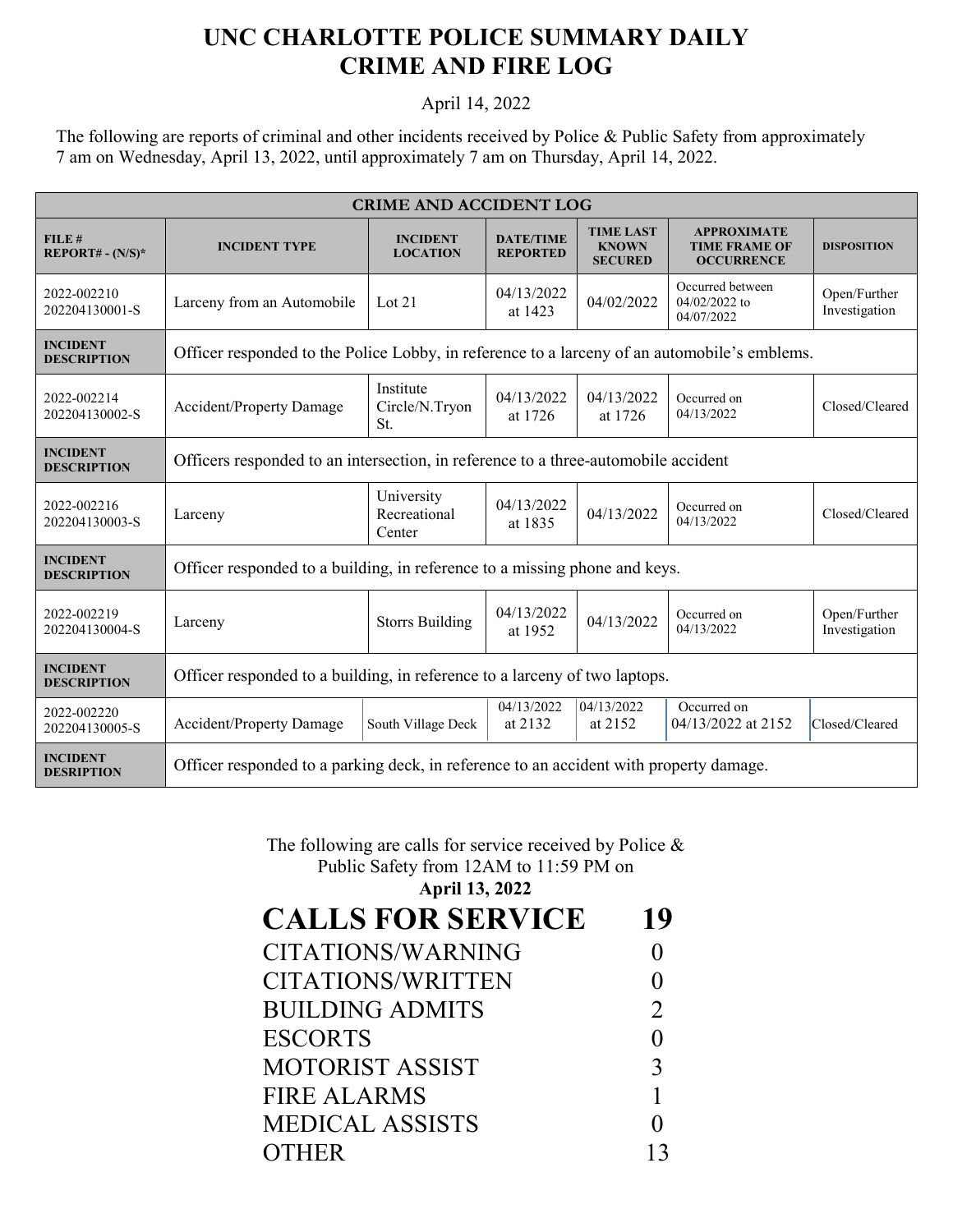# UNC CHARLOTTE POLICE SUMMARY DAILY CRIME AND FIRE LOG

April 14, 2022

The following are reports of criminal and other incidents received by Police & Public Safety from approximately 7 am on Wednesday, April 13, 2022, until approximately 7 am on Thursday, April 14, 2022.

| CRIME AND ACCIDENT LOG | | | | | | |
|---|---|---|---|---|---|---|
| **FILE # REPORT# - (N/S)*** | **INCIDENT TYPE** | **INCIDENT LOCATION** | **DATE/TIME REPORTED** | **TIME LAST KNOWN SECURED** | **APPROXIMATE TIME FRAME OF OCCURRENCE** | **DISPOSITION** |
| 2022-002210 202204130001-S | Larceny from an Automobile | Lot 21 | 04/13/2022 at 1423 | 04/02/2022 | Occurred between 04/02/2022 to 04/07/2022 | Open/Further Investigation |
| **INCIDENT DESCRIPTION** | Officer responded to the Police Lobby, in reference to a larceny of an automobile's emblems. | | | | | |
| 2022-002214 202204130002-S | Accident/Property Damage | Institute Circle/N.Tryon St. | 04/13/2022 at 1726 | 04/13/2022 at 1726 | Occurred on 04/13/2022 | Closed/Cleared |
| **INCIDENT DESCRIPTION** | Officers responded to an intersection, in reference to a three-automobile accident | | | | | |
| 2022-002216 202204130003-S | Larceny | University Recreational Center | 04/13/2022 at 1835 | 04/13/2022 | Occurred on 04/13/2022 | Closed/Cleared |
| **INCIDENT DESCRIPTION** | Officer responded to a building, in reference to a missing phone and keys. | | | | | |
| 2022-002219 202204130004-S | Larceny | Storrs Building | 04/13/2022 at 1952 | 04/13/2022 | Occurred on 04/13/2022 | Open/Further Investigation |
| **INCIDENT DESCRIPTION** | Officer responded to a building, in reference to a larceny of two laptops. | | | | | |
| 2022-002220 202204130005-S | Accident/Property Damage | South Village Deck | 04/13/2022 at 2132 | 04/13/2022 at 2152 | Occurred on 04/13/2022 at 2152 | Closed/Cleared |
| **INCIDENT DESRIPTION** | Officer responded to a parking deck, in reference to an accident with property damage. | | | | | |

The following are calls for service received by Police & Public Safety from 12AM to 11:59 PM on

**April 13, 2022**

| | |
|---|---|
| **CALLS FOR SERVICE** | **19** |
| CITATIONS/WARNING | 0 |
| CITATIONS/WRITTEN | 0 |
| BUILDING ADMITS | 2 |
| ESCORTS | 0 |
| MOTORIST ASSIST | 3 |
| FIRE ALARMS | 1 |
| MEDICAL ASSISTS | 0 |
| OTHER | 13 |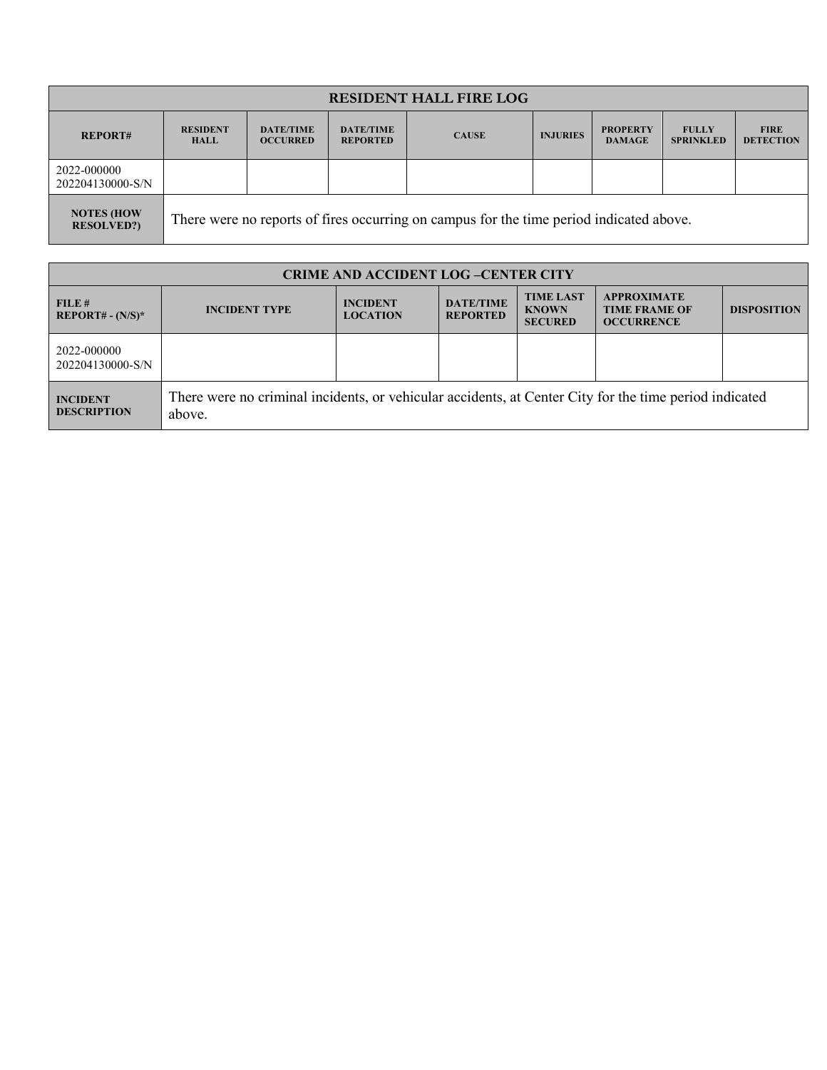| RESIDENT HALL FIRE LOG | | | | | | | | |
|---|---|---|---|---|---|---|---|---|
| **REPORT#** | **RESIDENT HALL** | **DATE/TIME OCCURRED** | **DATE/TIME REPORTED** | **CAUSE** | **INJURIES** | **PROPERTY DAMAGE** | **FULLY SPRINKLED** | **FIRE DETECTION** |
| 2022-000000 202204130000-S/N | | | | | | | | |
| **NOTES (HOW RESOLVED?)** | There were no reports of fires occurring on campus for the time period indicated above. | | | | | | | |

| CRIME AND ACCIDENT LOG –CENTER CITY | | | | | | |
|---|---|---|---|---|---|---|
| **FILE # REPORT# - (N/S)*** | **INCIDENT TYPE** | **INCIDENT LOCATION** | **DATE/TIME REPORTED** | **TIME LAST KNOWN SECURED** | **APPROXIMATE TIME FRAME OF OCCURRENCE** | **DISPOSITION** |
| 2022-000000 202204130000-S/N | | | | | | |
| **INCIDENT DESCRIPTION** | There were no criminal incidents, or vehicular accidents, at Center City for the time period indicated above. | | | | | |